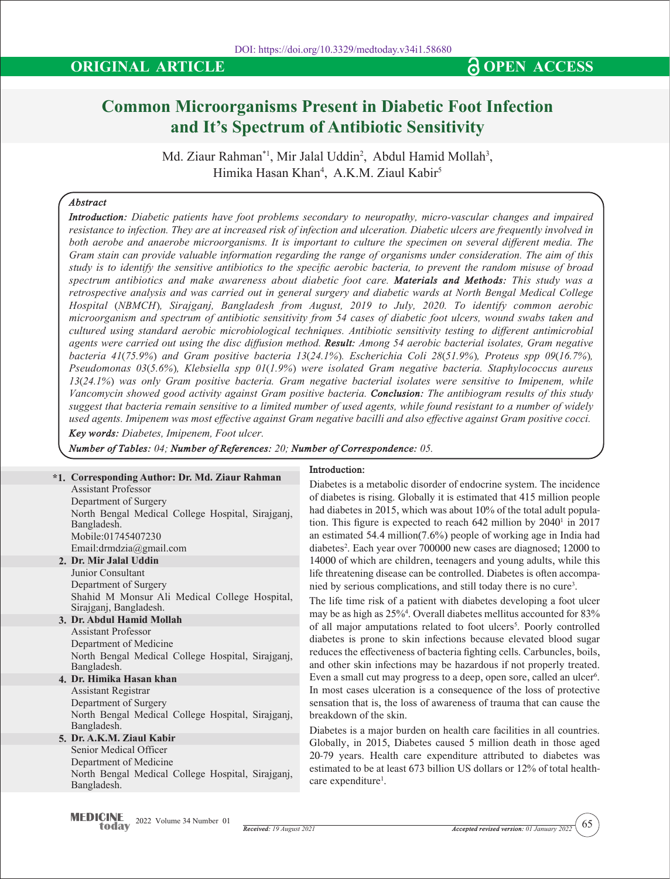DOI: https://doi.org/10.3329/medtoday.v34i1.58680

**ORIGINAL ARTICLE** **OPEN ACCESS**

# Common Microorganisms Present in Diabetic Foot Infection and It's Spectrum of Antibiotic Sensitivity

Md. Ziaur Rahman*[1], Mir Jalal Uddin[2], Abdul Hamid Mollah[3], Himika Hasan Khan[4], A.K.M. Ziaul Kabir[5]

### *Abstract*

***Introduction:*** *Diabetic patients have foot problems secondary to neuropathy, micro-vascular changes and impaired resistance to infection. They are at increased risk of infection and ulceration. Diabetic ulcers are frequently involved in both aerobe and anaerobe microorganisms. It is important to culture the specimen on several different media. The Gram stain can provide valuable information regarding the range of organisms under consideration. The aim of this study is to identify the sensitive antibiotics to the specific aerobic bacteria, to prevent the random misuse of broad spectrum antibiotics and make awareness about diabetic foot care.* ***Materials and Methods:*** *This study was a retrospective analysis and was carried out in general surgery and diabetic wards at North Bengal Medical College Hospital (NBMCH), Sirajganj, Bangladesh from August, 2019 to July, 2020. To identify common aerobic microorganism and spectrum of antibiotic sensitivity from 54 cases of diabetic foot ulcers, wound swabs taken and cultured using standard aerobic microbiological techniques. Antibiotic sensitivity testing to different antimicrobial agents were carried out using the disc diffusion method.* ***Result:*** *Among 54 aerobic bacterial isolates, Gram negative bacteria 41(75.9%) and Gram positive bacteria 13(24.1%). Escherichia Coli 28(51.9%), Proteus spp 09(16.7%), Pseudomonas 03(5.6%), Klebsiella spp 01(1.9%) were isolated Gram negative bacteria. Staphylococcus aureus 13(24.1%) was only Gram positive bacteria. Gram negative bacterial isolates were sensitive to Imipenem, while Vancomycin showed good activity against Gram positive bacteria.* ***Conclusion:*** *The antibiogram results of this study suggest that bacteria remain sensitive to a limited number of used agents, while found resistant to a number of widely used agents. Imipenem was most effective against Gram negative bacilli and also effective against Gram positive cocci.*

***Key words:*** *Diabetes, Imipenem, Foot ulcer.*

***Number of Tables:*** *04;* ***Number of References:*** *20;* ***Number of Correspondence:*** *05.*

**\*1. Corresponding Author: Dr. Md. Ziaur Rahman**
Assistant Professor
Department of Surgery
North Bengal Medical College Hospital, Sirajganj, Bangladesh.
Mobile:01745407230
Email:drmdzia@gmail.com

**2. Dr. Mir Jalal Uddin**
Junior Consultant
Department of Surgery
Shahid M Monsur Ali Medical College Hospital, Sirajganj, Bangladesh.

**3. Dr. Abdul Hamid Mollah**
Assistant Professor
Department of Medicine
North Bengal Medical College Hospital, Sirajganj, Bangladesh.

**4. Dr. Himika Hasan khan**
Assistant Registrar
Department of Surgery
North Bengal Medical College Hospital, Sirajganj, Bangladesh.

**5. Dr. A.K.M. Ziaul Kabir**
Senior Medical Officer
Department of Medicine
North Bengal Medical College Hospital, Sirajganj, Bangladesh.

## Introduction:

Diabetes is a metabolic disorder of endocrine system. The incidence of diabetes is rising. Globally it is estimated that 415 million people had diabetes in 2015, which was about 10% of the total adult population. This figure is expected to reach 642 million by 2040[1] in 2017 an estimated 54.4 million(7.6%) people of working age in India had diabetes[2]. Each year over 700000 new cases are diagnosed; 12000 to 14000 of which are children, teenagers and young adults, while this life threatening disease can be controlled. Diabetes is often accompanied by serious complications, and still today there is no cure[3].

The life time risk of a patient with diabetes developing a foot ulcer may be as high as 25%[4]. Overall diabetes mellitus accounted for 83% of all major amputations related to foot ulcers[5]. Poorly controlled diabetes is prone to skin infections because elevated blood sugar reduces the effectiveness of bacteria fighting cells. Carbuncles, boils, and other skin infections may be hazardous if not properly treated. Even a small cut may progress to a deep, open sore, called an ulcer[6]. In most cases ulceration is a consequence of the loss of protective sensation that is, the loss of awareness of trauma that can cause the breakdown of the skin.

Diabetes is a major burden on health care facilities in all countries. Globally, in 2015, Diabetes caused 5 million death in those aged 20-79 years. Health care expenditure attributed to diabetes was estimated to be at least 673 billion US dollars or 12% of total healthcare expenditure[1].

*Received: 19 August 2021* *Accepted revised version: 01 January 2022*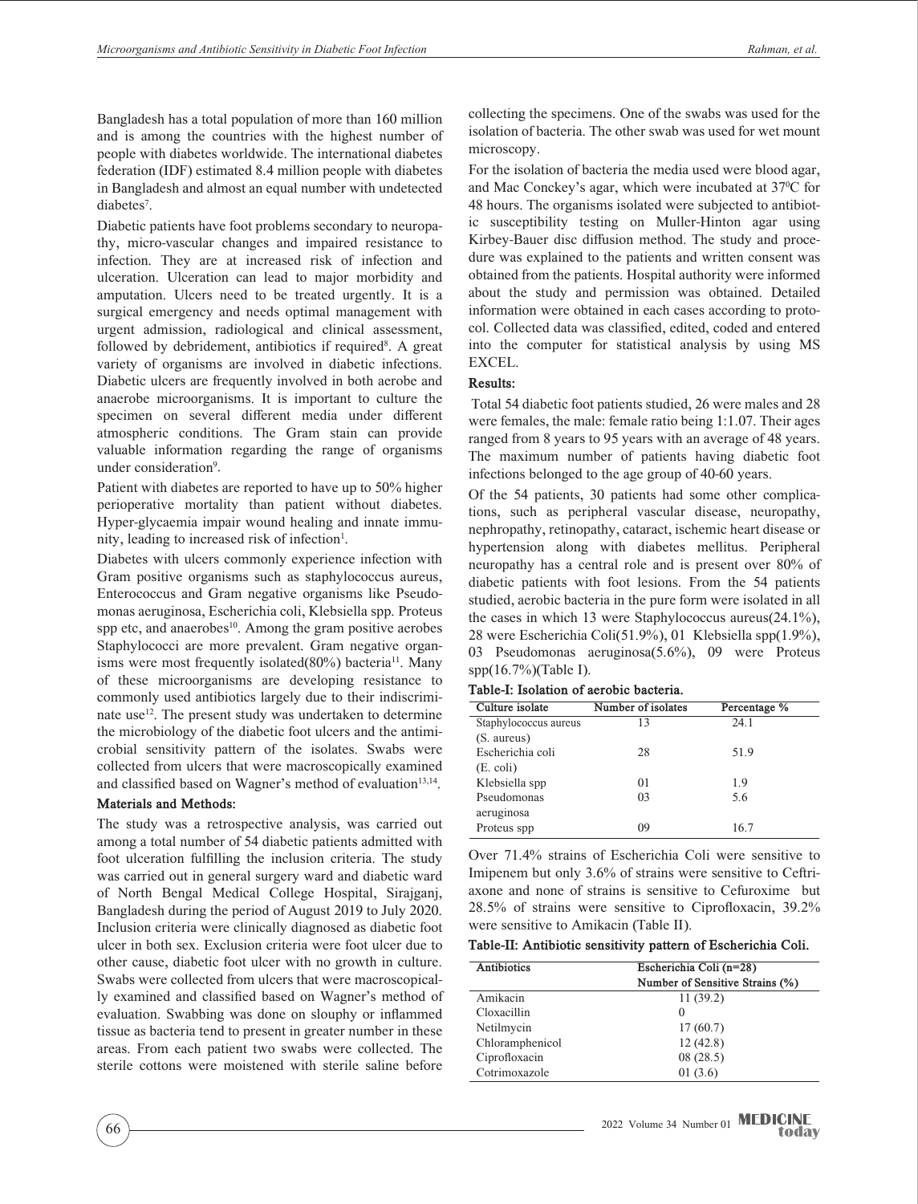Bangladesh has a total population of more than 160 million and is among the countries with the highest number of people with diabetes worldwide. The international diabetes federation (IDF) estimated 8.4 million people with diabetes in Bangladesh and almost an equal number with undetected diabetes[7].

Diabetic patients have foot problems secondary to neuropathy, micro-vascular changes and impaired resistance to infection. They are at increased risk of infection and ulceration. Ulceration can lead to major morbidity and amputation. Ulcers need to be treated urgently. It is a surgical emergency and needs optimal management with urgent admission, radiological and clinical assessment, followed by debridement, antibiotics if required[8]. A great variety of organisms are involved in diabetic infections. Diabetic ulcers are frequently involved in both aerobe and anaerobe microorganisms. It is important to culture the specimen on several different media under different atmospheric conditions. The Gram stain can provide valuable information regarding the range of organisms under consideration[9].

Patient with diabetes are reported to have up to 50% higher perioperative mortality than patient without diabetes. Hyper-glycaemia impair wound healing and innate immunity, leading to increased risk of infection[1].

Diabetes with ulcers commonly experience infection with Gram positive organisms such as staphylococcus aureus, Enterococcus and Gram negative organisms like Pseudomonas aeruginosa, Escherichia coli, Klebsiella spp. Proteus spp etc, and anaerobes[10]. Among the gram positive aerobes Staphylococci are more prevalent. Gram negative organisms were most frequently isolated(80%) bacteria[11]. Many of these microorganisms are developing resistance to commonly used antibiotics largely due to their indiscriminate use[12]. The present study was undertaken to determine the microbiology of the diabetic foot ulcers and the antimicrobial sensitivity pattern of the isolates. Swabs were collected from ulcers that were macroscopically examined and classified based on Wagner's method of evaluation[13,14].

## Materials and Methods:

The study was a retrospective analysis, was carried out among a total number of 54 diabetic patients admitted with foot ulceration fulfilling the inclusion criteria. The study was carried out in general surgery ward and diabetic ward of North Bengal Medical College Hospital, Sirajganj, Bangladesh during the period of August 2019 to July 2020. Inclusion criteria were clinically diagnosed as diabetic foot ulcer in both sex. Exclusion criteria were foot ulcer due to other cause, diabetic foot ulcer with no growth in culture. Swabs were collected from ulcers that were macroscopically examined and classified based on Wagner's method of evaluation. Swabbing was done on slouphy or inflammed tissue as bacteria tend to present in greater number in these areas. From each patient two swabs were collected. The sterile cottons were moistened with sterile saline before collecting the specimens. One of the swabs was used for the isolation of bacteria. The other swab was used for wet mount microscopy.

For the isolation of bacteria the media used were blood agar, and Mac Conckey's agar, which were incubated at 37$^0$C for 48 hours. The organisms isolated were subjected to antibiotic susceptibility testing on Muller-Hinton agar using Kirbey-Bauer disc diffusion method. The study and procedure was explained to the patients and written consent was obtained from the patients. Hospital authority were informed about the study and permission was obtained. Detailed information were obtained in each cases according to protocol. Collected data was classified, edited, coded and entered into the computer for statistical analysis by using MS EXCEL.

## Results:

Total 54 diabetic foot patients studied, 26 were males and 28 were females, the male: female ratio being 1:1.07. Their ages ranged from 8 years to 95 years with an average of 48 years. The maximum number of patients having diabetic foot infections belonged to the age group of 40-60 years.

Of the 54 patients, 30 patients had some other complications, such as peripheral vascular disease, neuropathy, nephropathy, retinopathy, cataract, ischemic heart disease or hypertension along with diabetes mellitus. Peripheral neuropathy has a central role and is present over 80% of diabetic patients with foot lesions. From the 54 patients studied, aerobic bacteria in the pure form were isolated in all the cases in which 13 were Staphylococcus aureus(24.1%), 28 were Escherichia Coli(51.9%), 01 Klebsiella spp(1.9%), 03 Pseudomonas aeruginosa(5.6%), 09 were Proteus spp(16.7%)(Table I).

**Table-I: Isolation of aerobic bacteria.**

| Culture isolate | Number of isolates | Percentage % |
|---|---|---|
| Staphylococcus aureus (S. aureus) | 13 | 24.1 |
| Escherichia coli (E. coli) | 28 | 51.9 |
| Klebsiella spp | 01 | 1.9 |
| Pseudomonas aeruginosa | 03 | 5.6 |
| Proteus spp | 09 | 16.7 |

Over 71.4% strains of Escherichia Coli were sensitive to Imipenem but only 3.6% of strains were sensitive to Ceftriaxone and none of strains is sensitive to Cefuroxime but 28.5% of strains were sensitive to Ciprofloxacin, 39.2% were sensitive to Amikacin (Table II).

**Table-II: Antibiotic sensitivity pattern of Escherichia Coli.**

| Antibiotics | Escherichia Coli (n=28) Number of Sensitive Strains (%) |
|---|---|
| Amikacin | 11 (39.2) |
| Cloxacillin | 0 |
| Netilmycin | 17 (60.7) |
| Chloramphenicol | 12 (42.8) |
| Ciprofloxacin | 08 (28.5) |
| Cotrimoxazole | 01 (3.6) |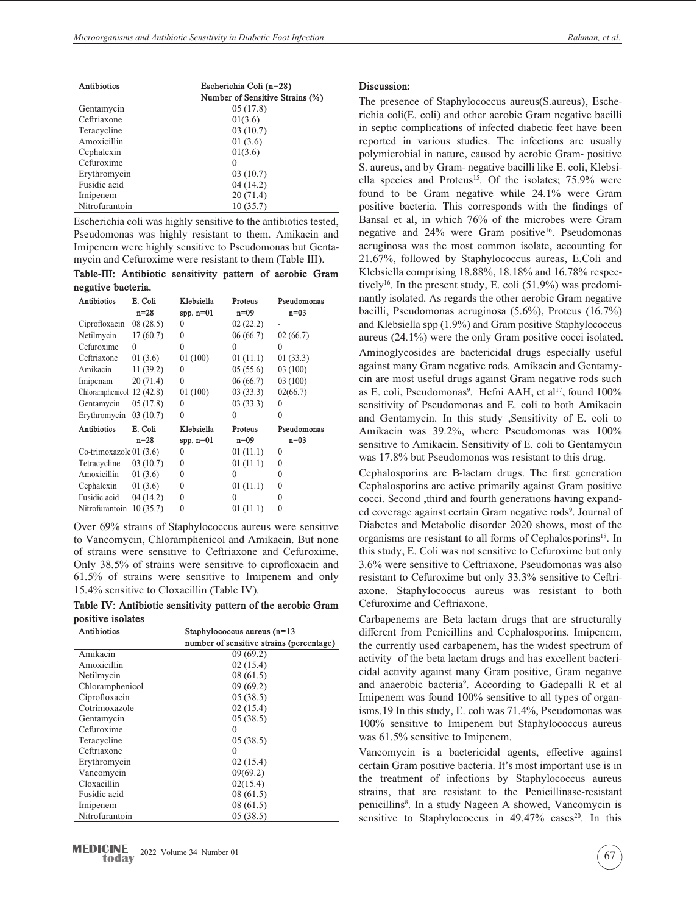| Antibiotics | Escherichia Coli (n=28) |
|---|---|
| | Number of Sensitive Strains (%) |
| Gentamycin | 05 (17.8) |
| Ceftriaxone | 01(3.6) |
| Teracycline | 03 (10.7) |
| Amoxicillin | 01 (3.6) |
| Cephalexin | 01(3.6) |
| Cefuroxime | 0 |
| Erythromycin | 03 (10.7) |
| Fusidic acid | 04 (14.2) |
| Imipenem | 20 (71.4) |
| Nitrofurantoin | 10 (35.7) |

Escherichia coli was highly sensitive to the antibiotics tested, Pseudomonas was highly resistant to them. Amikacin and Imipenem were highly sensitive to Pseudomonas but Gentamycin and Cefuroxime were resistant to them (Table III).

**Table-III: Antibiotic sensitivity pattern of aerobic Gram negative bacteria.**

| Antibiotics | E. Coli n=28 | Klebsiella spp. n=01 | Proteus n=09 | Pseudomonas n=03 |
|---|---|---|---|---|
| Ciprofloxacin | 08 (28.5) | 0 | 02 (22.2) | - |
| Netilmycin | 17 (60.7) | 0 | 06 (66.7) | 02 (66.7) |
| Cefuroxime | 0 | 0 | 0 | 0 |
| Ceftriaxone | 01 (3.6) | 01 (100) | 01 (11.1) | 01 (33.3) |
| Amikacin | 11 (39.2) | 0 | 05 (55.6) | 03 (100) |
| Imipenam | 20 (71.4) | 0 | 06 (66.7) | 03 (100) |
| Chloramphenicol | 12 (42.8) | 01 (100) | 03 (33.3) | 02(66.7) |
| Gentamycin | 05 (17.8) | 0 | 03 (33.3) | 0 |
| Erythromycin | 03 (10.7) | 0 | 0 | 0 |
| Co-trimoxazole | 01 (3.6) | 0 | 01 (11.1) | 0 |
| Tetracycline | 03 (10.7) | 0 | 01 (11.1) | 0 |
| Amoxicillin | 01 (3.6) | 0 | 0 | 0 |
| Cephalexin | 01 (3.6) | 0 | 01 (11.1) | 0 |
| Fusidic acid | 04 (14.2) | 0 | 0 | 0 |
| Nitrofurantoin | 10 (35.7) | 0 | 01 (11.1) | 0 |

Over 69% strains of Staphylococcus aureus were sensitive to Vancomycin, Chloramphenicol and Amikacin. But none of strains were sensitive to Ceftriaxone and Cefuroxime. Only 38.5% of strains were sensitive to ciprofloxacin and 61.5% of strains were sensitive to Imipenem and only 15.4% sensitive to Cloxacillin (Table IV).

**Table IV: Antibiotic sensitivity pattern of the aerobic Gram positive isolates**

| Antibiotics | Staphylococcus aureus (n=13 |
|---|---|
| | number of sensitive strains (percentage) |
| Amikacin | 09 (69.2) |
| Amoxicillin | 02 (15.4) |
| Netilmycin | 08 (61.5) |
| Chloramphenicol | 09 (69.2) |
| Ciprofloxacin | 05 (38.5) |
| Cotrimoxazole | 02 (15.4) |
| Gentamycin | 05 (38.5) |
| Cefuroxime | 0 |
| Teracycline | 05 (38.5) |
| Ceftriaxone | 0 |
| Erythromycin | 02 (15.4) |
| Vancomycin | 09(69.2) |
| Cloxacillin | 02(15.4) |
| Fusidic acid | 08 (61.5) |
| Imipenem | 08 (61.5) |
| Nitrofurantoin | 05 (38.5) |

## Discussion:

The presence of Staphylococcus aureus(S.aureus), Escherichia coli(E. coli) and other aerobic Gram negative bacilli in septic complications of infected diabetic feet have been reported in various studies. The infections are usually polymicrobial in nature, caused by aerobic Gram- positive S. aureus, and by Gram- negative bacilli like E. coli, Klebsiella species and Proteus[15]. Of the isolates; 75.9% were found to be Gram negative while 24.1% were Gram positive bacteria. This corresponds with the findings of Bansal et al, in which 76% of the microbes were Gram negative and 24% were Gram positive[16]. Pseudomonas aeruginosa was the most common isolate, accounting for 21.67%, followed by Staphylococcus aureas, E.Coli and Klebsiella comprising 18.88%, 18.18% and 16.78% respectively[16]. In the present study, E. coli (51.9%) was predominantly isolated. As regards the other aerobic Gram negative bacilli, Pseudomonas aeruginosa (5.6%), Proteus (16.7%) and Klebsiella spp (1.9%) and Gram positive Staphylococcus aureus (24.1%) were the only Gram positive cocci isolated.

Aminoglycosides are bactericidal drugs especially useful against many Gram negative rods. Amikacin and Gentamycin are most useful drugs against Gram negative rods such as E. coli, Pseudomonas[9]. Hefni AAH, et al[17], found 100% sensitivity of Pseudomonas and E. coli to both Amikacin and Gentamycin. In this study ,Sensitivity of E. coli to Amikacin was 39.2%, where Pseudomonas was 100% sensitive to Amikacin. Sensitivity of E. coli to Gentamycin was 17.8% but Pseudomonas was resistant to this drug.

Cephalosporins are B-lactam drugs. The first generation Cephalosporins are active primarily against Gram positive cocci. Second ,third and fourth generations having expanded coverage against certain Gram negative rods[9]. Journal of Diabetes and Metabolic disorder 2020 shows, most of the organisms are resistant to all forms of Cephalosporins[18]. In this study, E. Coli was not sensitive to Cefuroxime but only 3.6% were sensitive to Ceftriaxone. Pseudomonas was also resistant to Cefuroxime but only 33.3% sensitive to Ceftriaxone. Staphylococcus aureus was resistant to both Cefuroxime and Ceftriaxone.

Carbapenems are Beta lactam drugs that are structurally different from Penicillins and Cephalosporins. Imipenem, the currently used carbapenem, has the widest spectrum of activity of the beta lactam drugs and has excellent bactericidal activity against many Gram positive, Gram negative and anaerobic bacteria[9]. According to Gadepalli R et al Imipenem was found 100% sensitive to all types of organisms.19 In this study, E. coli was 71.4%, Pseudomonas was 100% sensitive to Imipenem but Staphylococcus aureus was 61.5% sensitive to Imipenem.

Vancomycin is a bactericidal agents, effective against certain Gram positive bacteria. It's most important use is in the treatment of infections by Staphylococcus aureus strains, that are resistant to the Penicillinase-resistant penicillins[8]. In a study Nageen A showed, Vancomycin is sensitive to Staphylococcus in 49.47% cases[20]. In this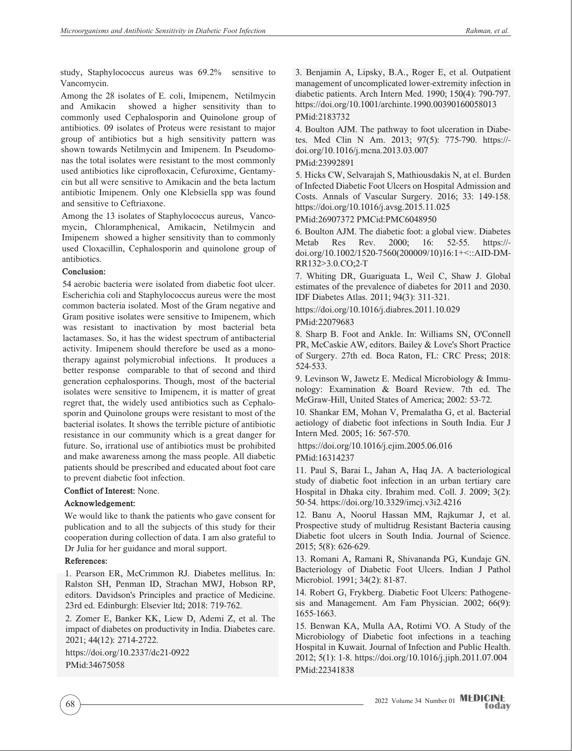study, Staphylococcus aureus was 69.2% sensitive to Vancomycin.

Among the 28 isolates of E. coli, Imipenem, Netilmycin and Amikacin showed a higher sensitivity than to commonly used Cephalosporin and Quinolone group of antibiotics. 09 isolates of Proteus were resistant to major group of antibiotics but a high sensitivity pattern was shown towards Netilmycin and Imipenem. In Pseudomonas the total isolates were resistant to the most commonly used antibiotics like ciprofloxacin, Cefuroxime, Gentamycin but all were sensitive to Amikacin and the beta lactum antibiotic Imipenem. Only one Klebsiella spp was found and sensitive to Ceftriaxone.

Among the 13 isolates of Staphylococcus aureus, Vancomycin, Chloramphenical, Amikacin, Netilmycin and Imipenem showed a higher sensitivity than to commonly used Cloxacillin, Cephalosporin and quinolone group of antibiotics.

## Conclusion:

54 aerobic bacteria were isolated from diabetic foot ulcer. Escherichia coli and Staphylococcus aureus were the most common bacteria isolated. Most of the Gram negative and Gram positive isolates were sensitive to Imipenem, which was resistant to inactivation by most bacterial beta lactamases. So, it has the widest spectrum of antibacterial activity. Imipenem should therefore be used as a monotherapy against polymicrobial infections. It produces a better response comparable to that of second and third generation cephalosporins. Though, most of the bacterial isolates were sensitive to Imipenem, it is matter of great regret that, the widely used antibiotics such as Cephalosporin and Quinolone groups were resistant to most of the bacterial isolates. It shows the terrible picture of antibiotic resistance in our community which is a great danger for future. So, irrational use of antibiotics must be prohibited and make awareness among the mass people. All diabetic patients should be prescribed and educated about foot care to prevent diabetic foot infection.

**Conflict of Interest:** None.

## Acknowledgement:

We would like to thank the patients who gave consent for publication and to all the subjects of this study for their cooperation during collection of data. I am also grateful to Dr Julia for her guidance and moral support.

## References:

1. Pearson ER, McCrimmon RJ. Diabetes mellitus. In: Ralston SH, Penman ID, Strachan MWJ, Hobson RP, editors. Davidson's Principles and practice of Medicine. 23rd ed. Edinburgh: Elsevier ltd; 2018: 719-762.

2. Zomer E, Banker KK, Liew D, Ademi Z, et al. The impact of diabetes on productivity in India. Diabetes care. 2021; 44(12): 2714-2722.
https://doi.org/10.2337/dc21-0922
PMid:34675058

3. Benjamin A, Lipsky, B.A., Roger E, et al. Outpatient management of uncomplicated lower-extremity infection in diabetic patients. Arch Intern Med. 1990; 150(4): 790-797. https://doi.org/10.1001/archinte.1990.00390160058013
PMid:2183732

4. Boulton AJM. The pathway to foot ulceration in Diabetes. Med Clin N Am. 2013; 97(5): 775-790. https://doi.org/10.1016/j.mcna.2013.03.007
PMid:23992891

5. Hicks CW, Selvarajah S, Mathiousdakis N, at el. Burden of Infected Diabetic Foot Ulcers on Hospital Admission and Costs. Annals of Vascular Surgery. 2016; 33: 149-158. https://doi.org/10.1016/j.avsg.2015.11.025
PMid:26907372 PMCid:PMC6048950

6. Boulton AJM. The diabetic foot: a global view. Diabetes Metab Res Rev. 2000; 16: 52-55. https://doi.org/10.1002/1520-7560(200009/10)16:1+<::AID-DMRR132>3.0.CO;2-T

7. Whiting DR, Guariguata L, Weil C, Shaw J. Global estimates of the prevalence of diabetes for 2011 and 2030. IDF Diabetes Atlas. 2011; 94(3): 311-321.
https://doi.org/10.1016/j.diabres.2011.10.029
PMid:22079683

8. Sharp B. Foot and Ankle. In: Williams SN, O'Connell PR, McCaskie AW, editors. Bailey & Love's Short Practice of Surgery. 27th ed. Boca Raton, FL: CRC Press; 2018: 524-533.

9. Levinson W, Jawetz E. Medical Microbiology & Immunology: Examination & Board Review. 7th ed. The McGraw-Hill, United States of America; 2002: 53-72.

10. Shankar EM, Mohan V, Premalatha G, et al. Bacterial aetiology of diabetic foot infections in South India. Eur J Intern Med. 2005; 16: 567-570.
https://doi.org/10.1016/j.ejim.2005.06.016
PMid:16314237

11. Paul S, Barai L, Jahan A, Haq JA. A bacteriological study of diabetic foot infection in an urban tertiary care Hospital in Dhaka city. Ibrahim med. Coll. J. 2009; 3(2): 50-54. https://doi.org/10.3329/imcj.v3i2.4216

12. Banu A, Noorul Hassan MM, Rajkumar J, et al. Prospective study of multidrug Resistant Bacteria causing Diabetic foot ulcers in South India. Journal of Science. 2015; 5(8): 626-629.

13. Romani A, Ramani R, Shivananda PG, Kundaje GN. Bacteriology of Diabetic Foot Ulcers. Indian J Pathol Microbiol. 1991; 34(2): 81-87.

14. Robert G, Frykberg. Diabetic Foot Ulcers: Pathogenesis and Management. Am Fam Physician. 2002; 66(9): 1655-1663.

15. Benwan KA, Mulla AA, Rotimi VO. A Study of the Microbiology of Diabetic foot infections in a teaching Hospital in Kuwait. Journal of Infection and Public Health. 2012; 5(1): 1-8. https://doi.org/10.1016/j.jiph.2011.07.004
PMid:22341838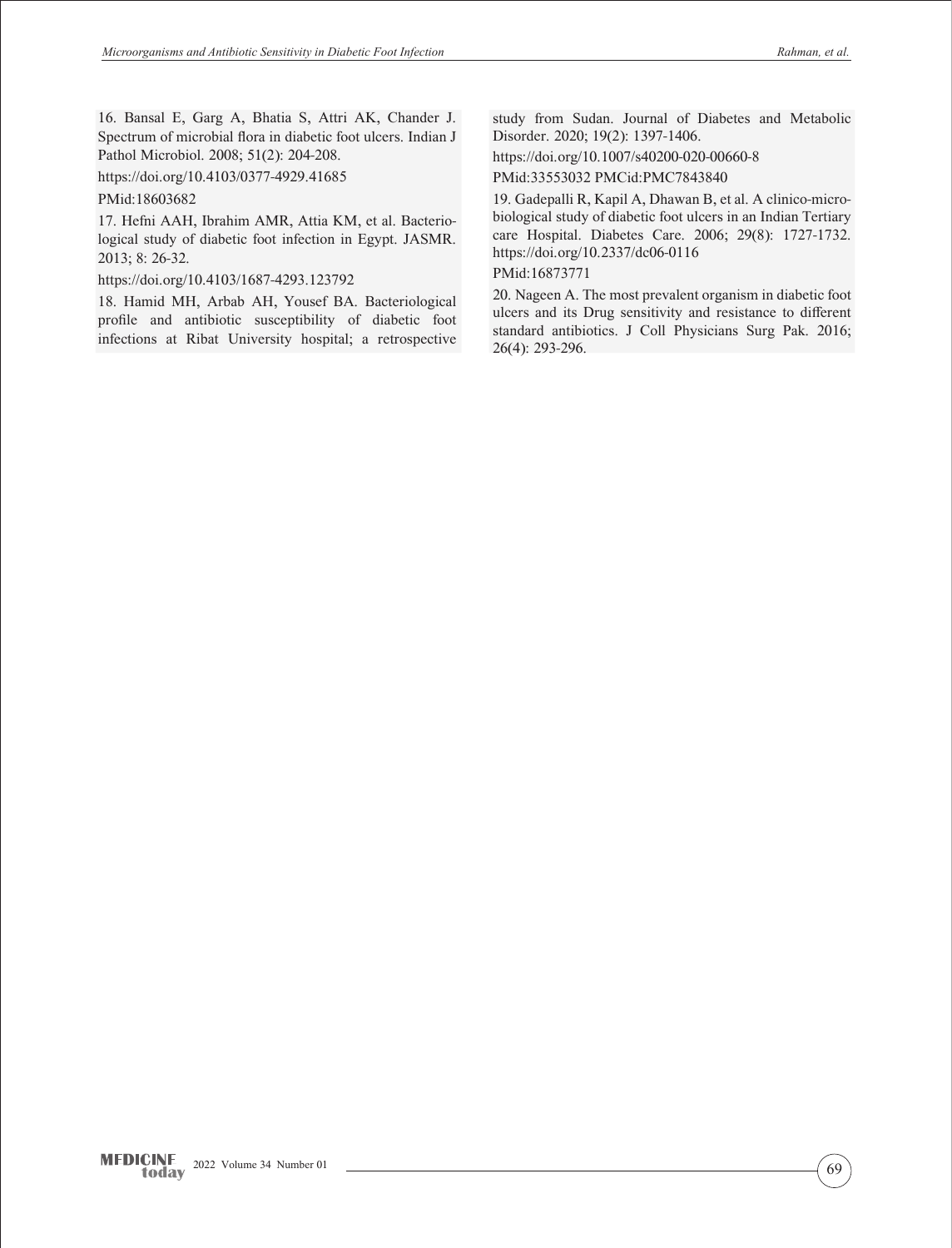16. Bansal E, Garg A, Bhatia S, Attri AK, Chander J. Spectrum of microbial flora in diabetic foot ulcers. Indian J Pathol Microbiol. 2008; 51(2): 204-208.

https://doi.org/10.4103/0377-4929.41685

PMid:18603682

17. Hefni AAH, Ibrahim AMR, Attia KM, et al. Bacteriological study of diabetic foot infection in Egypt. JASMR. 2013; 8: 26-32.

https://doi.org/10.4103/1687-4293.123792

18. Hamid MH, Arbab AH, Yousef BA. Bacteriological profile and antibiotic susceptibility of diabetic foot infections at Ribat University hospital; a retrospective study from Sudan. Journal of Diabetes and Metabolic Disorder. 2020; 19(2): 1397-1406.

https://doi.org/10.1007/s40200-020-00660-8

PMid:33553032 PMCid:PMC7843840

19. Gadepalli R, Kapil A, Dhawan B, et al. A clinico-microbiological study of diabetic foot ulcers in an Indian Tertiary care Hospital. Diabetes Care. 2006; 29(8): 1727-1732. https://doi.org/10.2337/dc06-0116

PMid:16873771

20. Nageen A. The most prevalent organism in diabetic foot ulcers and its Drug sensitivity and resistance to different standard antibiotics. J Coll Physicians Surg Pak. 2016; 26(4): 293-296.